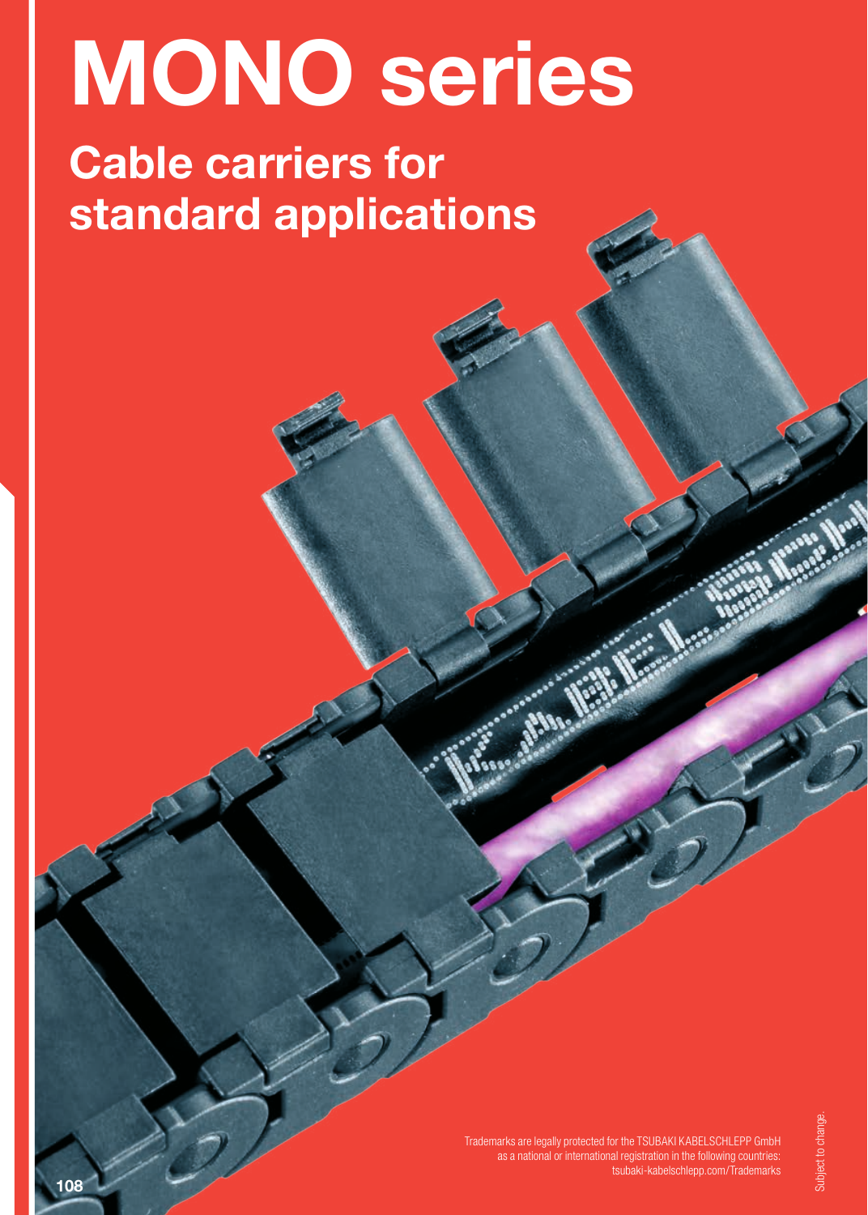# MONO series

## Cable carriers for standard applications

Trademarks are legally protected for the TSUBAKI KABELSCHLEPP GmbH as a national or international registration in the following countries: tsubaki-kabelschlepp.com/Trademarks

Subject to change.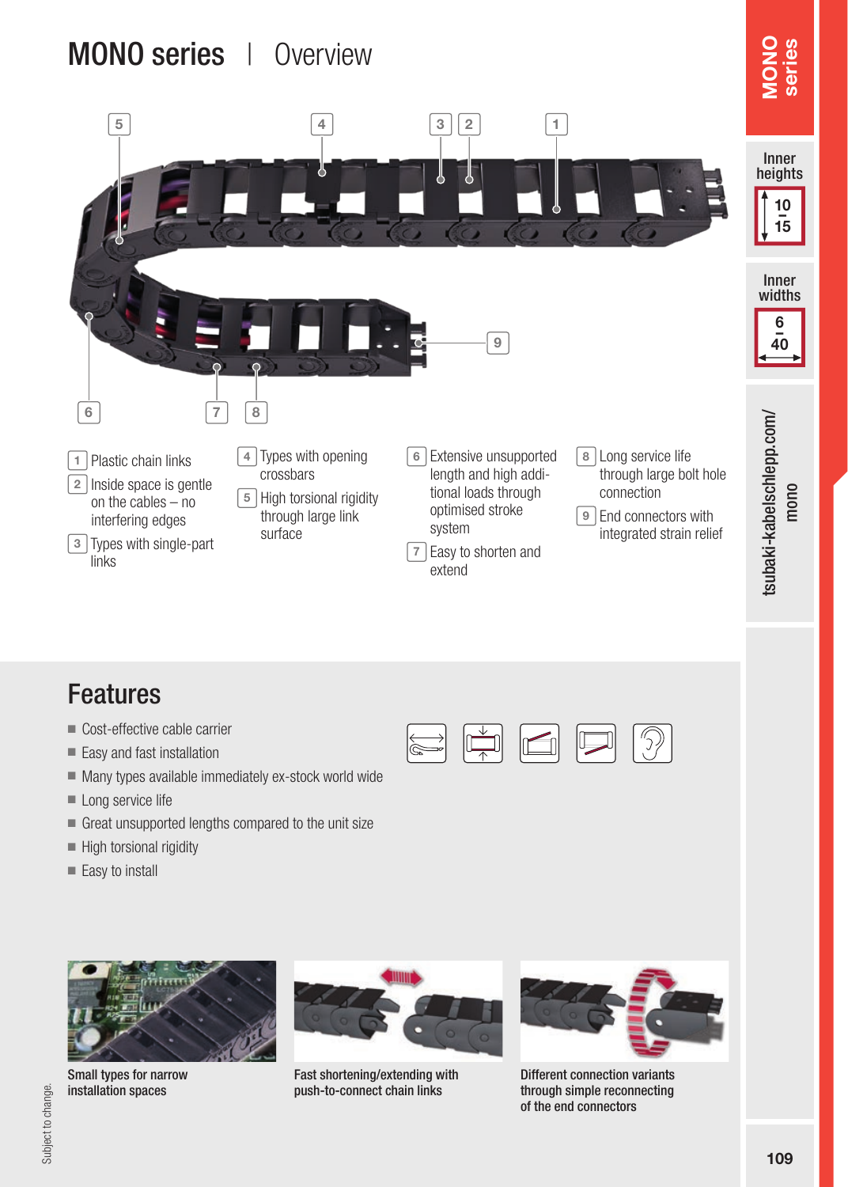# MONO series | Overview

1 Plastic chain links

2 Inside space is gentle on the cables – no interfering edges

3 Types with single-part links

4 Types with opening crossbars

5 High torsional rigidity through large link surface

6 Extensive unsupported length and high additional loads through optimised stroke system

7 Easy to shorten and extend

8 Long service life through large bolt hole connection

9 End connectors with integrated strain relief

## Features

- Cost-effective cable carrier
- Easy and fast installation
- Many types available immediately ex-stock world wide
- Long service life
- Great unsupported lengths compared to the unit size
- High torsional rigidity
- Easy to install

**Small types for narrow installation spaces**

**Fast shortening/extending with push-to-connect chain links**

**Different connection variants through simple reconnecting of the end connectors**

Subject to change.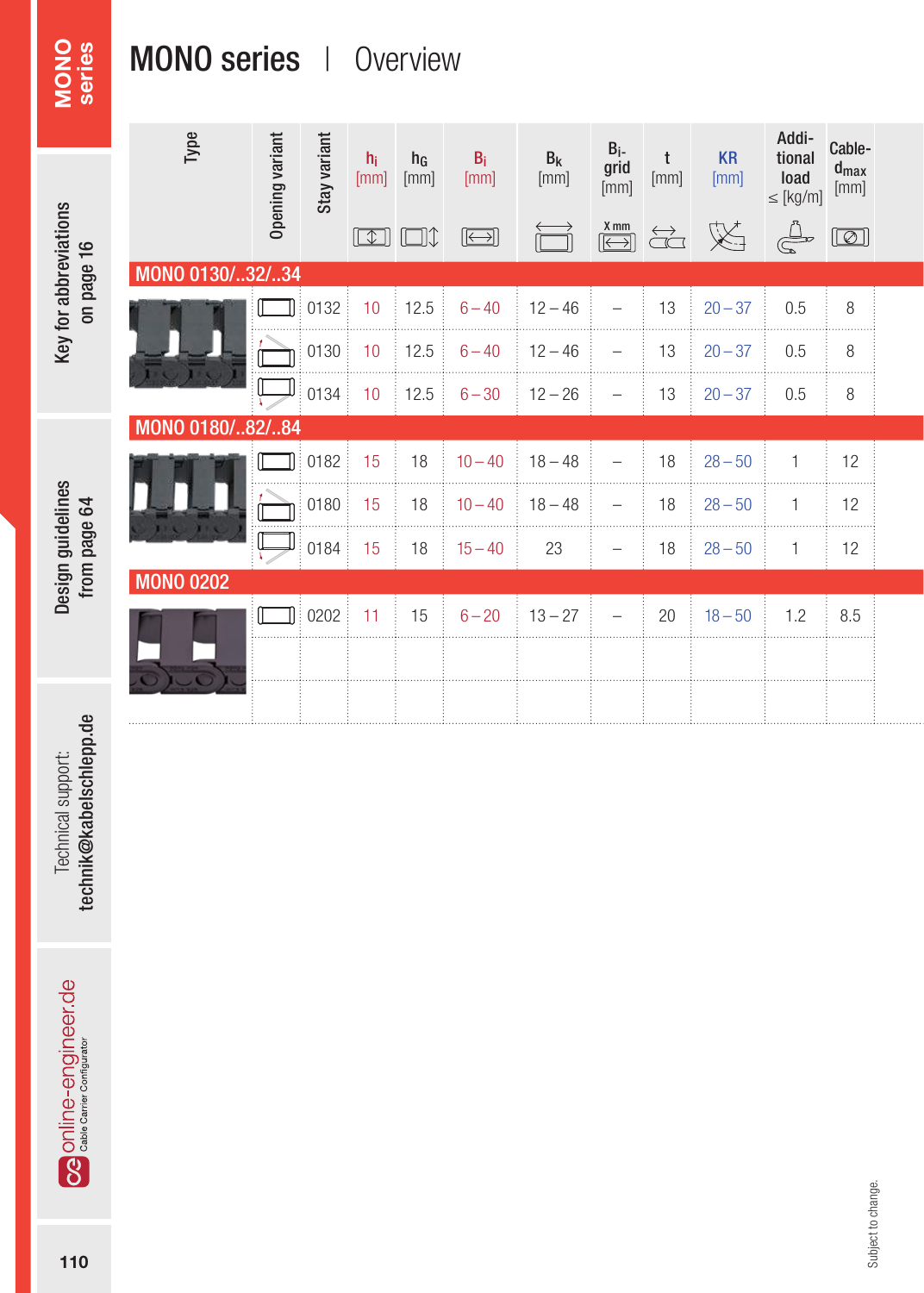# MONO series | Overview

| Type | Opening variant | Stay variant | $h_i$ [mm] | $h_G$ [mm] | $B_i$ [mm] | $B_k$ [mm] | $B_i$-grid [mm] | t [mm] | KR [mm] | Additional load ≤ [kg/m] | Cable-$d_{max}$ [mm] |
|---|---|---|---|---|---|---|---|---|---|---|---|
| **MONO 0130/..32/..34** | | | | | | | | | | | |
| | | 0132 | 10 | 12.5 | 6 – 40 | 12 – 46 | – | 13 | 20 – 37 | 0.5 | 8 |
| | | 0130 | 10 | 12.5 | 6 – 40 | 12 – 46 | – | 13 | 20 – 37 | 0.5 | 8 |
| | | 0134 | 10 | 12.5 | 6 – 30 | 12 – 26 | – | 13 | 20 – 37 | 0.5 | 8 |
| **MONO 0180/..82/..84** | | | | | | | | | | | |
| | | 0182 | 15 | 18 | 10 – 40 | 18 – 48 | – | 18 | 28 – 50 | 1 | 12 |
| | | 0180 | 15 | 18 | 10 – 40 | 18 – 48 | – | 18 | 28 – 50 | 1 | 12 |
| | | 0184 | 15 | 18 | 15 – 40 | 23 | – | 18 | 28 – 50 | 1 | 12 |
| **MONO 0202** | | | | | | | | | | | |
| | | 0202 | 11 | 15 | 6 – 20 | 13 – 27 | – | 20 | 18 – 50 | 1.2 | 8.5 |

Key for abbreviations on page 16

Design guidelines from page 64

Technical support: technik@kabelschlepp.de

online-engineer.de Cable Carrier Configurator

Subject to change.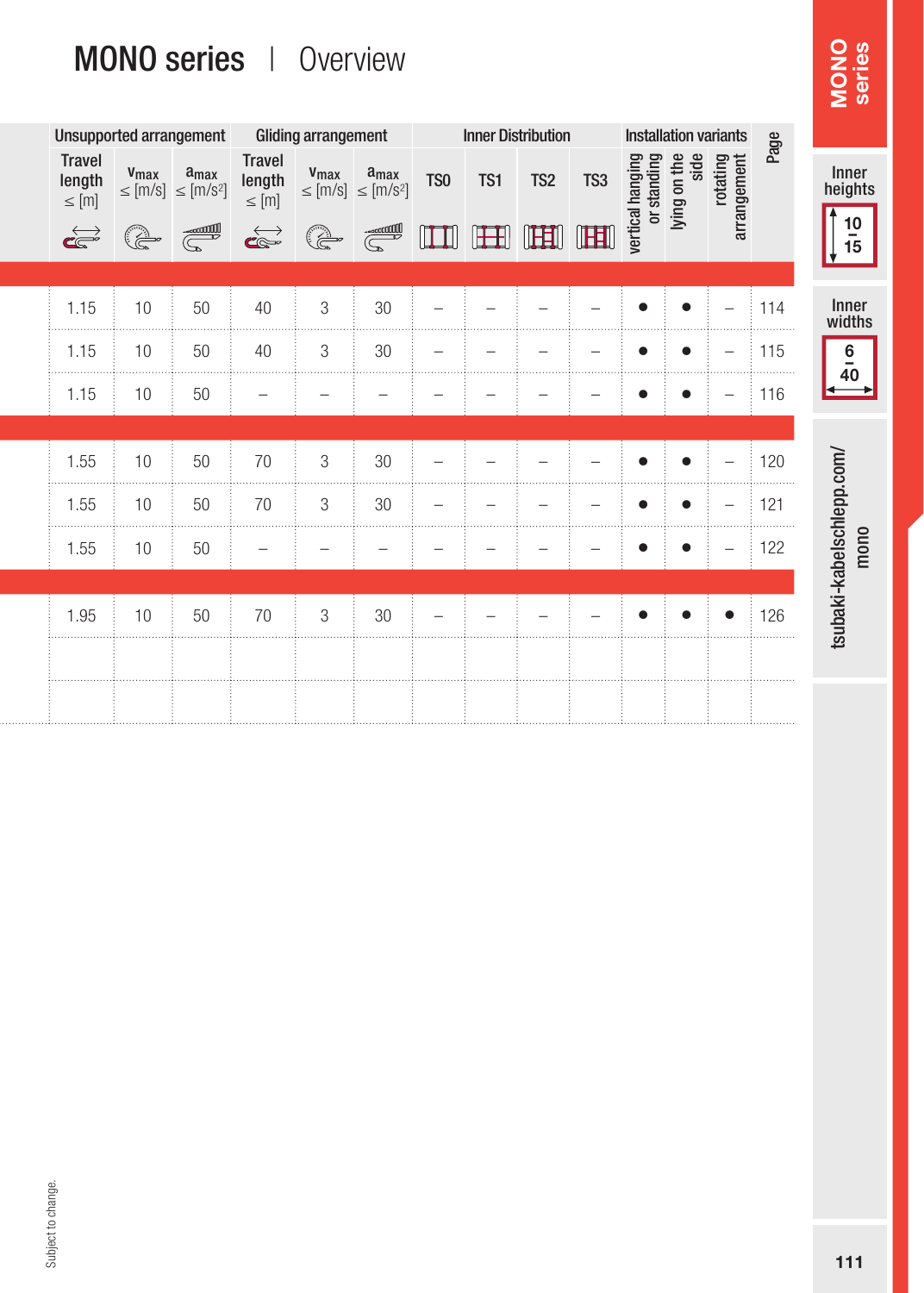# MONO series | Overview

| Unsupported arrangement | | | Gliding arrangement | | | Inner Distribution | | | | Installation variants | | | Page |
|---|---|---|---|---|---|---|---|---|---|---|---|---|---|
| Travel length ≤ [m] | $v_{max}$ ≤ [m/s] | $a_{max}$ ≤ [m/s²] | Travel length ≤ [m] | $v_{max}$ ≤ [m/s] | $a_{max}$ ≤ [m/s²] | TS0 | TS1 | TS2 | TS3 | vertical hanging or standing | lying on the side | rotating arrangement | |
| | | | | | | | | | | | | | |
| 1.15 | 10 | 50 | 40 | 3 | 30 | – | – | – | – | ● | ● | – | 114 |
| 1.15 | 10 | 50 | 40 | 3 | 30 | – | – | – | – | ● | ● | – | 115 |
| 1.15 | 10 | 50 | – | – | – | – | – | – | – | ● | ● | – | 116 |
| | | | | | | | | | | | | | |
| 1.55 | 10 | 50 | 70 | 3 | 30 | – | – | – | – | ● | ● | – | 120 |
| 1.55 | 10 | 50 | 70 | 3 | 30 | – | – | – | – | ● | ● | – | 121 |
| 1.55 | 10 | 50 | – | – | – | – | – | – | – | ● | ● | – | 122 |
| | | | | | | | | | | | | | |
| 1.95 | 10 | 50 | 70 | 3 | 30 | – | – | – | – | ● | ● | ● | 126 |

MONO series

Inner heights 10 – 15

Inner widths 6 – 40

tsubaki-kabelschlepp.com/mono

Subject to change.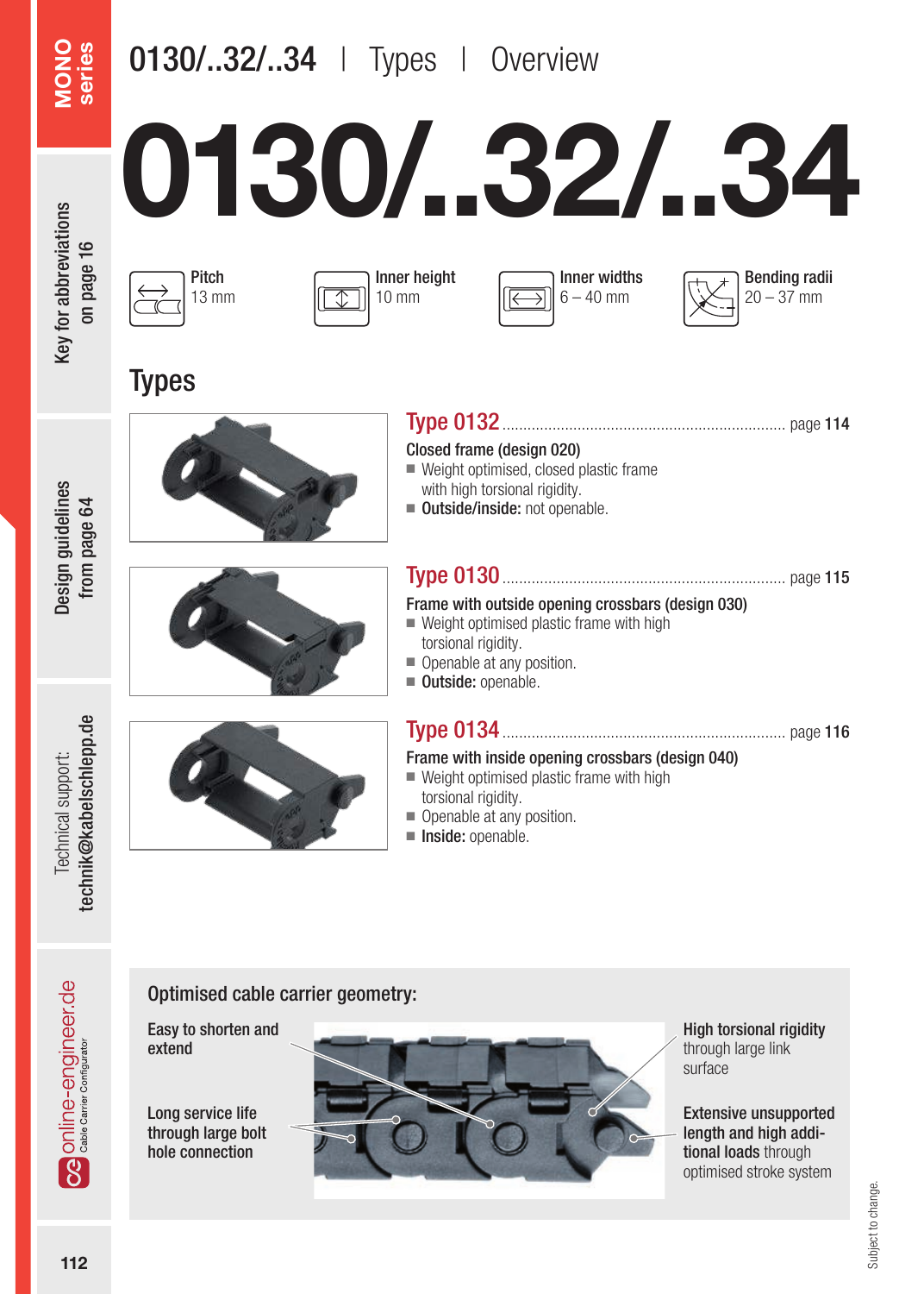# 0130/..32/..34 | Types | Overview

# 0130/..32/..34

**Pitch**
13 mm

**Inner height**
10 mm

**Inner widths**
6 – 40 mm

**Bending radii**
20 – 37 mm

## Types

### Type 0132 ........ page 114

**Closed frame (design 020)**

- Weight optimised, closed plastic frame with high torsional rigidity.
- **Outside/inside:** not openable.

### Type 0130 ........ page 115

**Frame with outside opening crossbars (design 030)**

- Weight optimised plastic frame with high torsional rigidity.
- Openable at any position.
- **Outside:** openable.

### Type 0134 ........ page 116

**Frame with inside opening crossbars (design 040)**

- Weight optimised plastic frame with high torsional rigidity.
- Openable at any position.
- **Inside:** openable.

### Optimised cable carrier geometry:

**Easy to shorten and extend**

**Long service life through large bolt hole connection**

**High torsional rigidity** through large link surface

**Extensive unsupported length and high additional loads** through optimised stroke system

Subject to change.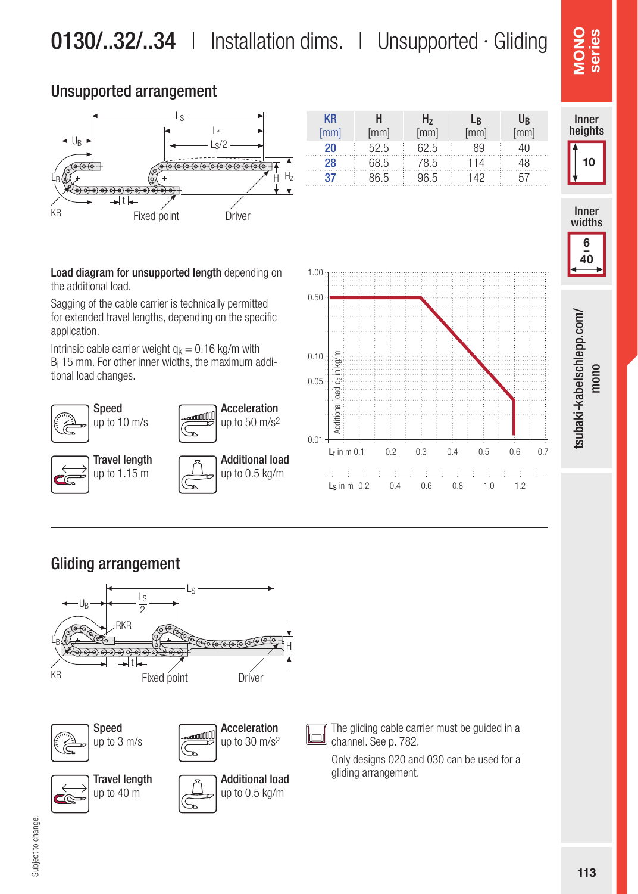# 0130/..32/..34 | Installation dims. | Unsupported · Gliding

## Unsupported arrangement

| KR [mm] | H [mm] | $H_z$ [mm] | $L_B$ [mm] | $U_B$ [mm] |
|---|---|---|---|---|
| 20 | 52.5 | 62.5 | 89 | 40 |
| 28 | 68.5 | 78.5 | 114 | 48 |
| 37 | 86.5 | 96.5 | 142 | 57 |

**Load diagram for unsupported length** depending on the additional load.

Sagging of the cable carrier is technically permitted for extended travel lengths, depending on the specific application.

Intrinsic cable carrier weight $q_k$ = 0.16 kg/m with $B_i$ 15 mm. For other inner widths, the maximum additional load changes.

**Speed**
up to 10 m/s

**Acceleration**
up to 50 m/s²

**Travel length**
up to 1.15 m

**Additional load**
up to 0.5 kg/m

## Gliding arrangement

**Speed**
up to 3 m/s

**Acceleration**
up to 30 m/s²

**Travel length**
up to 40 m

**Additional load**
up to 0.5 kg/m

The gliding cable carrier must be guided in a channel. See p. 782.

Only designs 020 and 030 can be used for a gliding arrangement.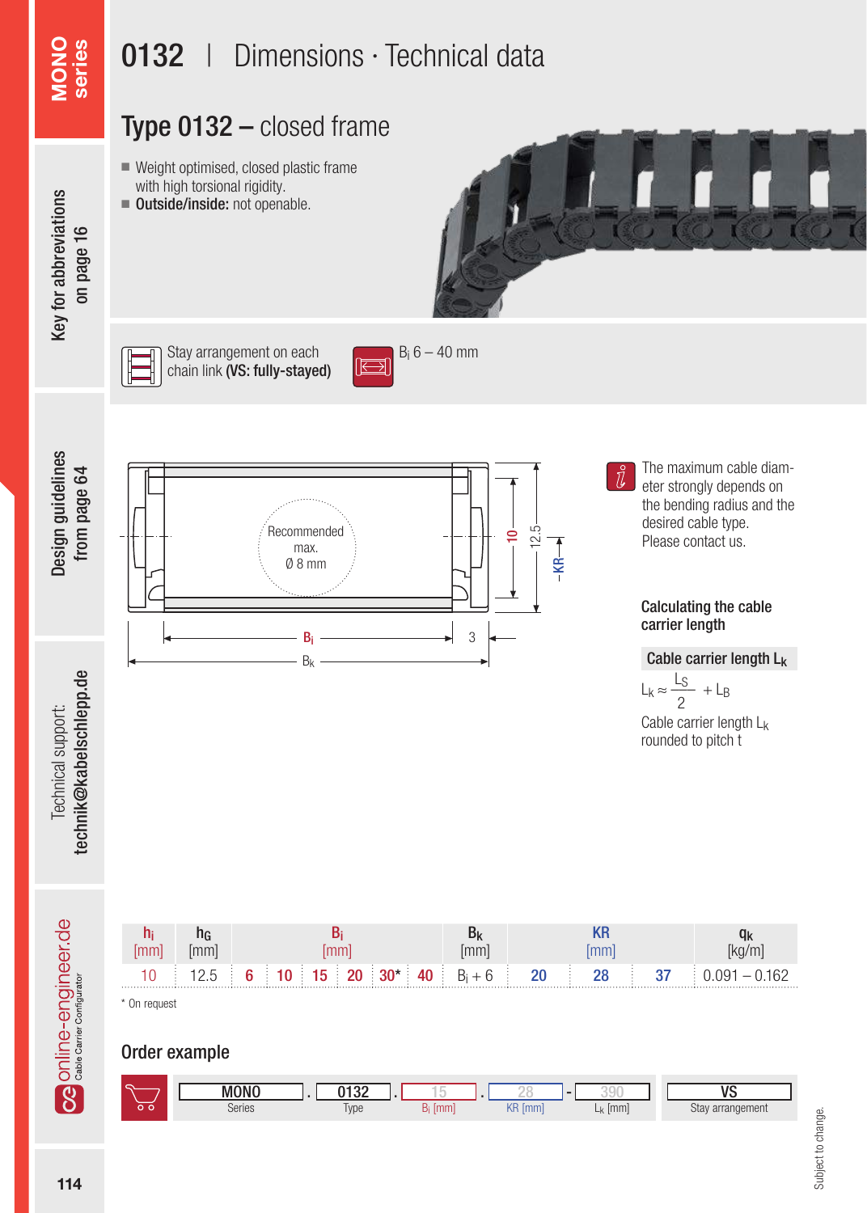# 0132 | Dimensions · Technical data

## Type 0132 – closed frame

- Weight optimised, closed plastic frame with high torsional rigidity.
- **Outside/inside:** not openable.

Stay arrangement on each chain link **(VS: fully-stayed)**

$B_i$ 6 – 40 mm

Recommended max. Ø 8 mm

The maximum cable diameter strongly depends on the bending radius and the desired cable type. Please contact us.

### Calculating the cable carrier length

**Cable carrier length $L_k$**

$$L_k \approx \frac{L_S}{2} + L_B$$

Cable carrier length $L_k$ rounded to pitch t

| $h_i$ [mm] | $h_G$ [mm] | $B_i$ [mm] | | | | | | $B_k$ [mm] | KR [mm] | | | $q_k$ [kg/m] |
|---|---|---|---|---|---|---|---|---|---|---|---|---|
| 10 | 12.5 | 6 | 10 | 15 | 20 | 30* | 40 | $B_i$ + 6 | 20 | 28 | 37 | 0.091 – 0.162 |

\* On request

### Order example

| MONO | . | 0132 | . | 15 | . | 28 | - | 390 | VS |
|---|---|---|---|---|---|---|---|---|---|
| Series | | Type | | $B_i$ [mm] | | KR [mm] | | $L_k$ [mm] | Stay arrangement |

Subject to change.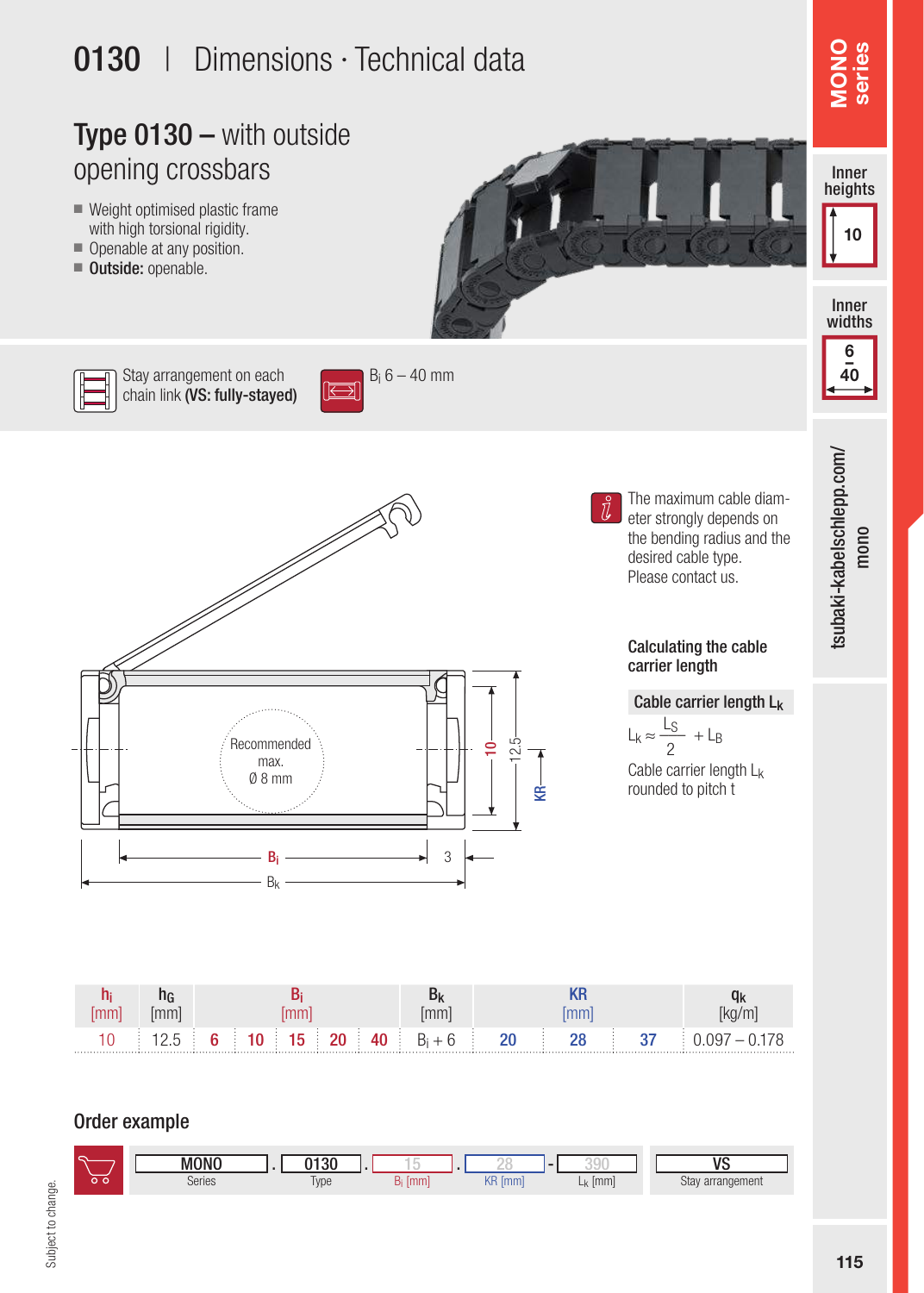# 0130 | Dimensions · Technical data

## Type 0130 – with outside opening crossbars

- Weight optimised plastic frame with high torsional rigidity.
- Openable at any position.
- **Outside:** openable.

MONO series

Inner heights: 10

Inner widths: 6 – 40

Stay arrangement on each chain link **(VS: fully-stayed)**

$B_i$ 6 – 40 mm

Recommended max. Ø 8 mm

The maximum cable diameter strongly depends on the bending radius and the desired cable type. Please contact us.

### Calculating the cable carrier length

**Cable carrier length $L_k$**

$$L_k \approx \frac{L_S}{2} + L_B$$

Cable carrier length $L_k$ rounded to pitch t

| $h_i$ [mm] | $h_G$ [mm] | $B_i$ [mm] | | | | | $B_k$ [mm] | KR [mm] | | | $q_k$ [kg/m] |
|---|---|---|---|---|---|---|---|---|---|---|---|
| 10 | 12.5 | 6 | 10 | 15 | 20 | 40 | $B_i$ + 6 | 20 | 28 | 37 | 0.097 – 0.178 |

## Order example

| MONO | . | 0130 | . | 15 | . | 28 | - | 390 | VS |
|---|---|---|---|---|---|---|---|---|---|
| Series | | Type | | $B_i$ [mm] | | KR [mm] | | $L_k$ [mm] | Stay arrangement |

tsubaki-kabelschlepp.com/mono

Subject to change.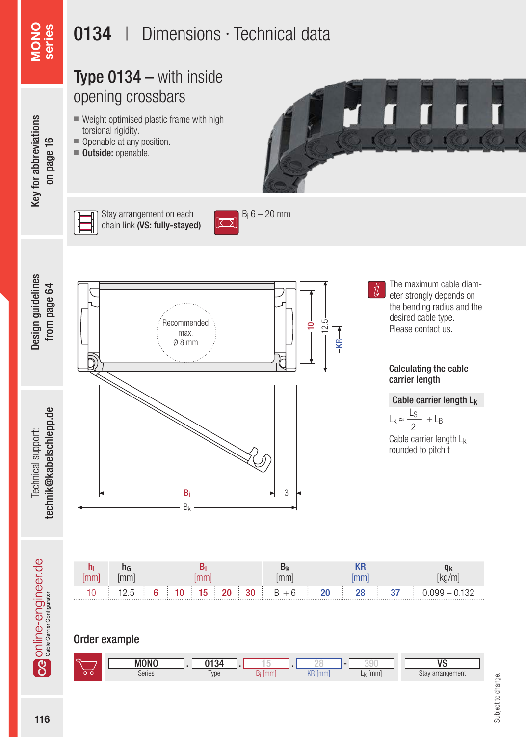# 0134 | Dimensions · Technical data

## Type 0134 – with inside opening crossbars

- Weight optimised plastic frame with high torsional rigidity.
- Openable at any position.
- **Outside:** openable.

Stay arrangement on each chain link **(VS: fully-stayed)**

$B_i$ 6 – 20 mm

Recommended max. Ø 8 mm

The maximum cable diameter strongly depends on the bending radius and the desired cable type. Please contact us.

### Calculating the cable carrier length

**Cable carrier length $L_k$**

$$L_k \approx \frac{L_S}{2} + L_B$$

Cable carrier length $L_k$ rounded to pitch t

| $h_i$ [mm] | $h_G$ [mm] | $B_i$ [mm] | | | | | $B_k$ [mm] | KR [mm] | | | $q_k$ [kg/m] |
|---|---|---|---|---|---|---|---|---|---|---|---|
| 10 | 12.5 | 6 | 10 | 15 | 20 | 30 | $B_i$ + 6 | 20 | 28 | 37 | 0.099 – 0.132 |

### Order example

| MONO | . | 0134 | . | 15 | . | 28 | - | 390 | VS |
|---|---|---|---|---|---|---|---|---|---|
| Series | | Type | | $B_i$ [mm] | | KR [mm] | | $L_k$ [mm] | Stay arrangement |

Subject to change.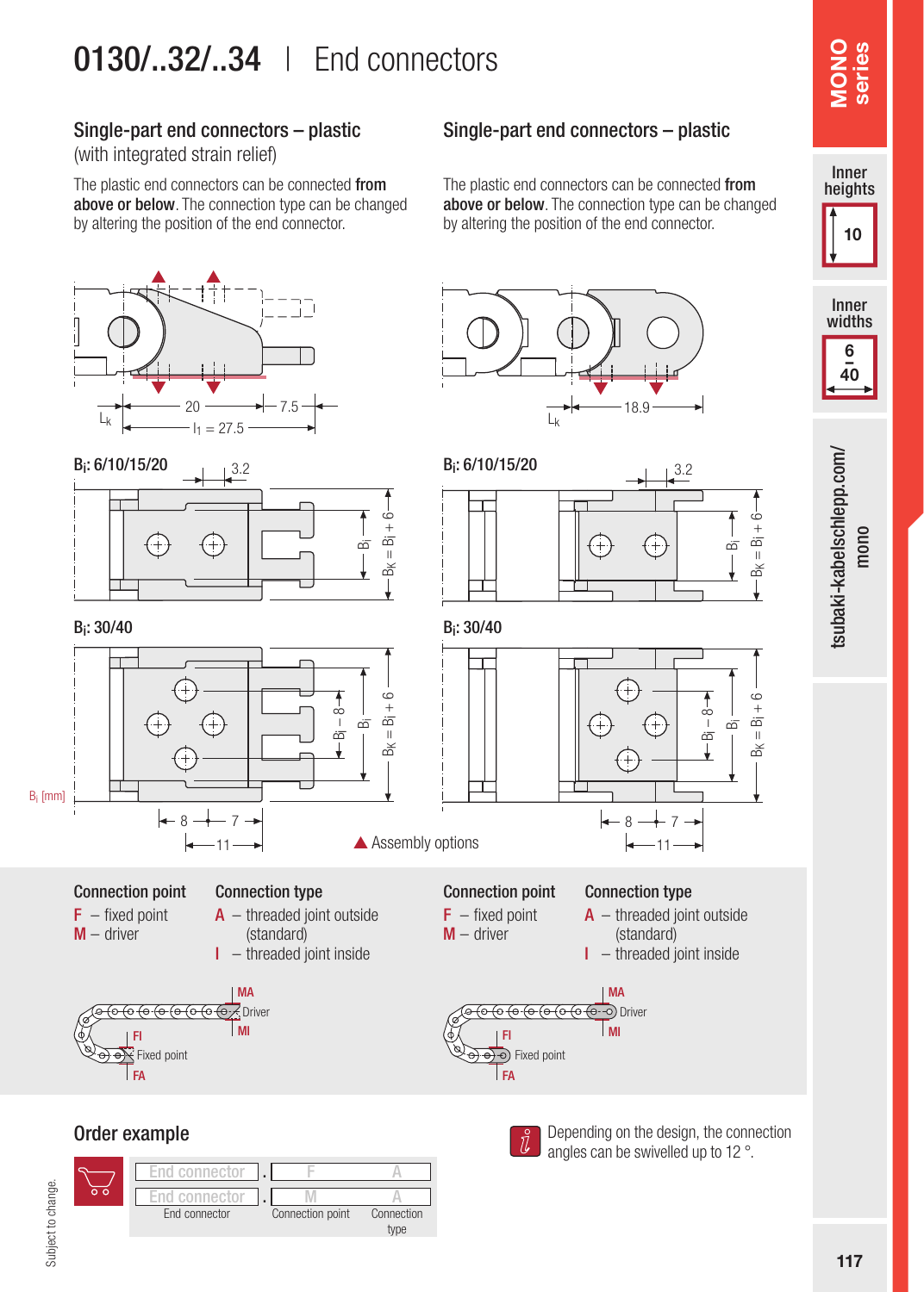# 0130/..32/..34 | End connectors

## Single-part end connectors – plastic
(with integrated strain relief)

The plastic end connectors can be connected **from above or below**. The connection type can be changed by altering the position of the end connector.

$L_k$ 20 7.5 $l_1$ = 27.5

$B_i$: 6/10/15/20

3.2

$B_i$ $B_K = B_i + 6$

$B_i$: 30/40

$B_i - 8$ $B_i$ $B_K = B_i + 6$

$B_i$ [mm]

8 7 11

## Single-part end connectors – plastic

The plastic end connectors can be connected **from above or below**. The connection type can be changed by altering the position of the end connector.

$L_k$ 18.9

$B_i$: 6/10/15/20

3.2

$B_i$ $B_K = B_i + 6$

$B_i$: 30/40

$B_i - 8$ $B_i$ $B_K = B_i + 6$

8 7 11

▲ Assembly options

**Connection point**
- F – fixed point
- M – driver

**Connection type**
- A – threaded joint outside (standard)
- I – threaded joint inside

MA Driver MI
FI Fixed point FA

**Connection point**
- F – fixed point
- M – driver

**Connection type**
- A – threaded joint outside (standard)
- I – threaded joint inside

MA Driver MI
FI Fixed point FA

## Order example

| End connector | . | F | A |
|---|---|---|---|
| End connector | . | M | A |
| End connector | | Connection point | Connection type |

Depending on the design, the connection angles can be swivelled up to 12 °.

Subject to change.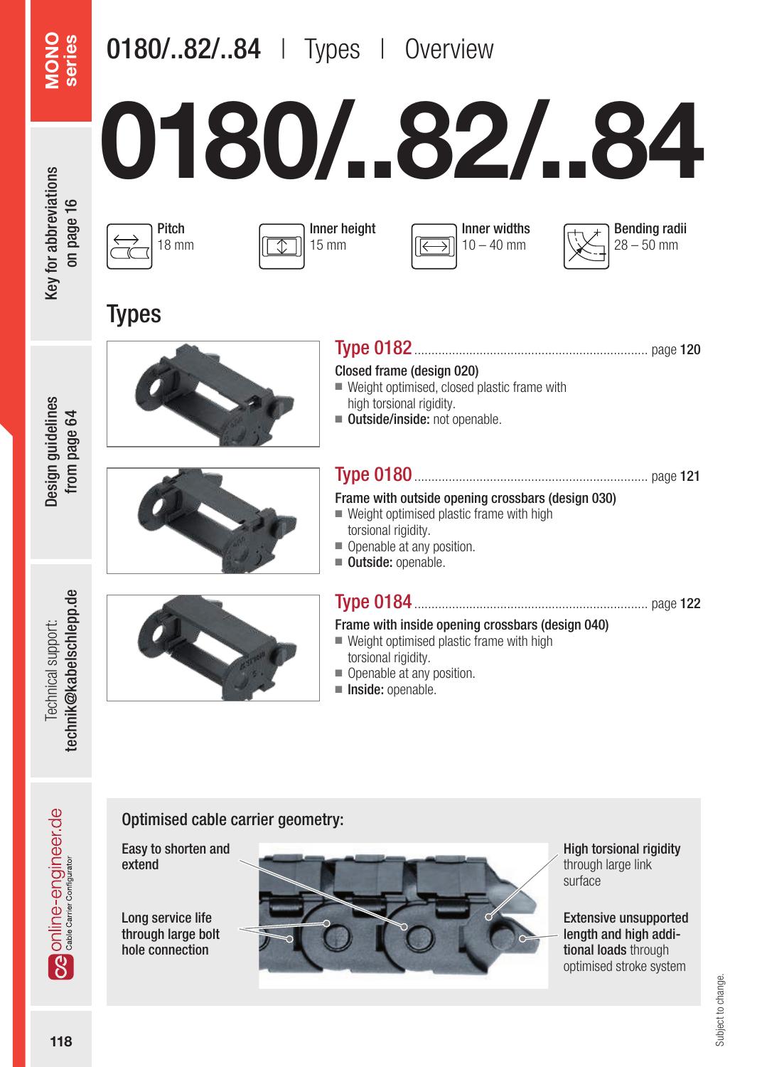# 0180/..82/..84 | Types | Overview

# 0180/..82/..84

**Pitch**
18 mm

**Inner height**
15 mm

**Inner widths**
10 – 40 mm

**Bending radii**
28 – 50 mm

## Types

### Type 0182 ........ page 120

**Closed frame (design 020)**

- Weight optimised, closed plastic frame with high torsional rigidity.
- **Outside/inside:** not openable.

### Type 0180 ........ page 121

**Frame with outside opening crossbars (design 030)**

- Weight optimised plastic frame with high torsional rigidity.
- Openable at any position.
- **Outside:** openable.

### Type 0184 ........ page 122

**Frame with inside opening crossbars (design 040)**

- Weight optimised plastic frame with high torsional rigidity.
- Openable at any position.
- **Inside:** openable.

## Optimised cable carrier geometry:

**Easy to shorten and extend**

**Long service life through large bolt hole connection**

**High torsional rigidity** through large link surface

**Extensive unsupported length and high additional loads** through optimised stroke system

Subject to change.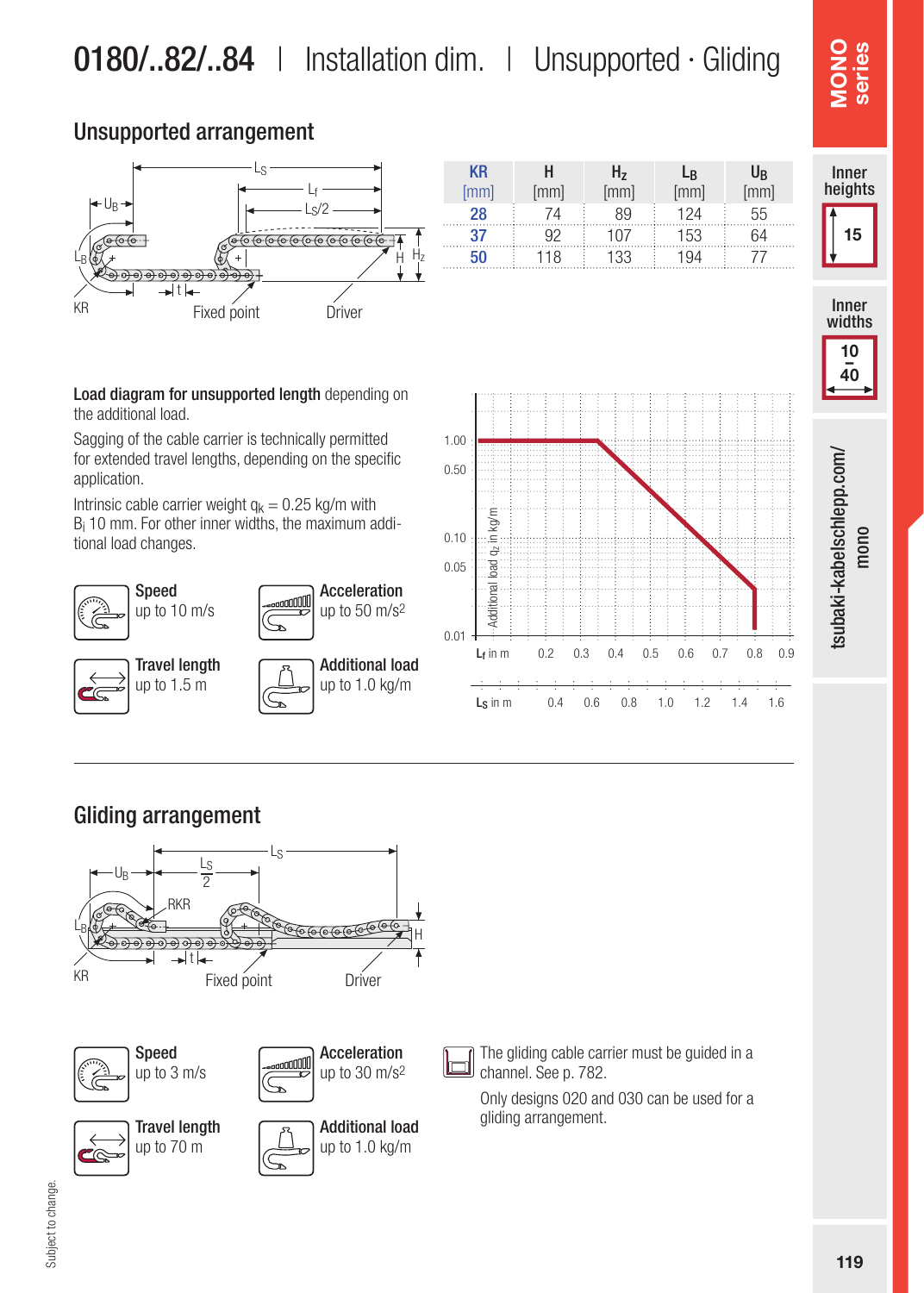# 0180/..82/..84 | Installation dim. | Unsupported · Gliding

## Unsupported arrangement

| KR [mm] | H [mm] | $H_z$ [mm] | $L_B$ [mm] | $U_B$ [mm] |
|---|---|---|---|---|
| 28 | 74 | 89 | 124 | 55 |
| 37 | 92 | 107 | 153 | 64 |
| 50 | 118 | 133 | 194 | 77 |

**Load diagram for unsupported length** depending on the additional load.

Sagging of the cable carrier is technically permitted for extended travel lengths, depending on the specific application.

Intrinsic cable carrier weight $q_k$ = 0.25 kg/m with $B_i$ 10 mm. For other inner widths, the maximum additional load changes.

**Speed**
up to 10 m/s

**Acceleration**
up to 50 m/s²

**Travel length**
up to 1.5 m

**Additional load**
up to 1.0 kg/m

## Gliding arrangement

**Speed**
up to 3 m/s

**Acceleration**
up to 30 m/s²

**Travel length**
up to 70 m

**Additional load**
up to 1.0 kg/m

The gliding cable carrier must be guided in a channel. See p. 782.

Only designs 020 and 030 can be used for a gliding arrangement.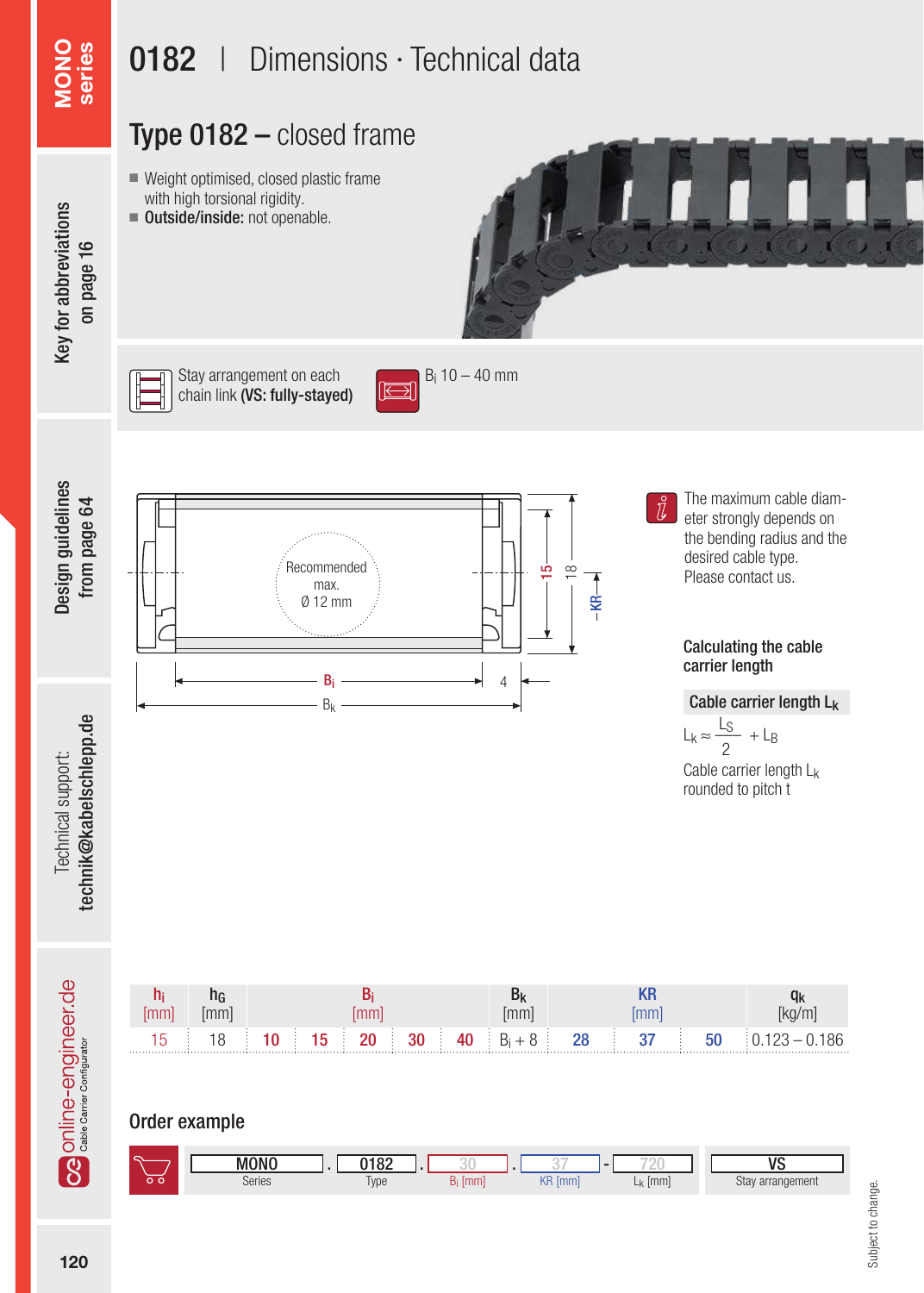# 0182 | Dimensions · Technical data

## Type 0182 – closed frame

- Weight optimised, closed plastic frame with high torsional rigidity.
- **Outside/inside:** not openable.

Stay arrangement on each chain link **(VS: fully-stayed)**

$B_i$ 10 – 40 mm

Recommended max. Ø 12 mm

The maximum cable diameter strongly depends on the bending radius and the desired cable type. Please contact us.

### Calculating the cable carrier length

**Cable carrier length $L_k$**

$$L_k \approx \frac{L_S}{2} + L_B$$

Cable carrier length $L_k$ rounded to pitch t

| $h_i$ [mm] | $h_G$ [mm] | $B_i$ [mm] | | | | | $B_k$ [mm] | KR [mm] | | | $q_k$ [kg/m] |
|---|---|---|---|---|---|---|---|---|---|---|---|
| 15 | 18 | 10 | 15 | 20 | 30 | 40 | $B_i$ + 8 | 28 | 37 | 50 | 0.123 – 0.186 |

### Order example

| MONO | . | 0182 | . | 30 | . | 37 | - | 720 | VS |
|---|---|---|---|---|---|---|---|---|---|
| Series | | Type | | $B_i$ [mm] | | KR [mm] | | $L_k$ [mm] | Stay arrangement |

Subject to change.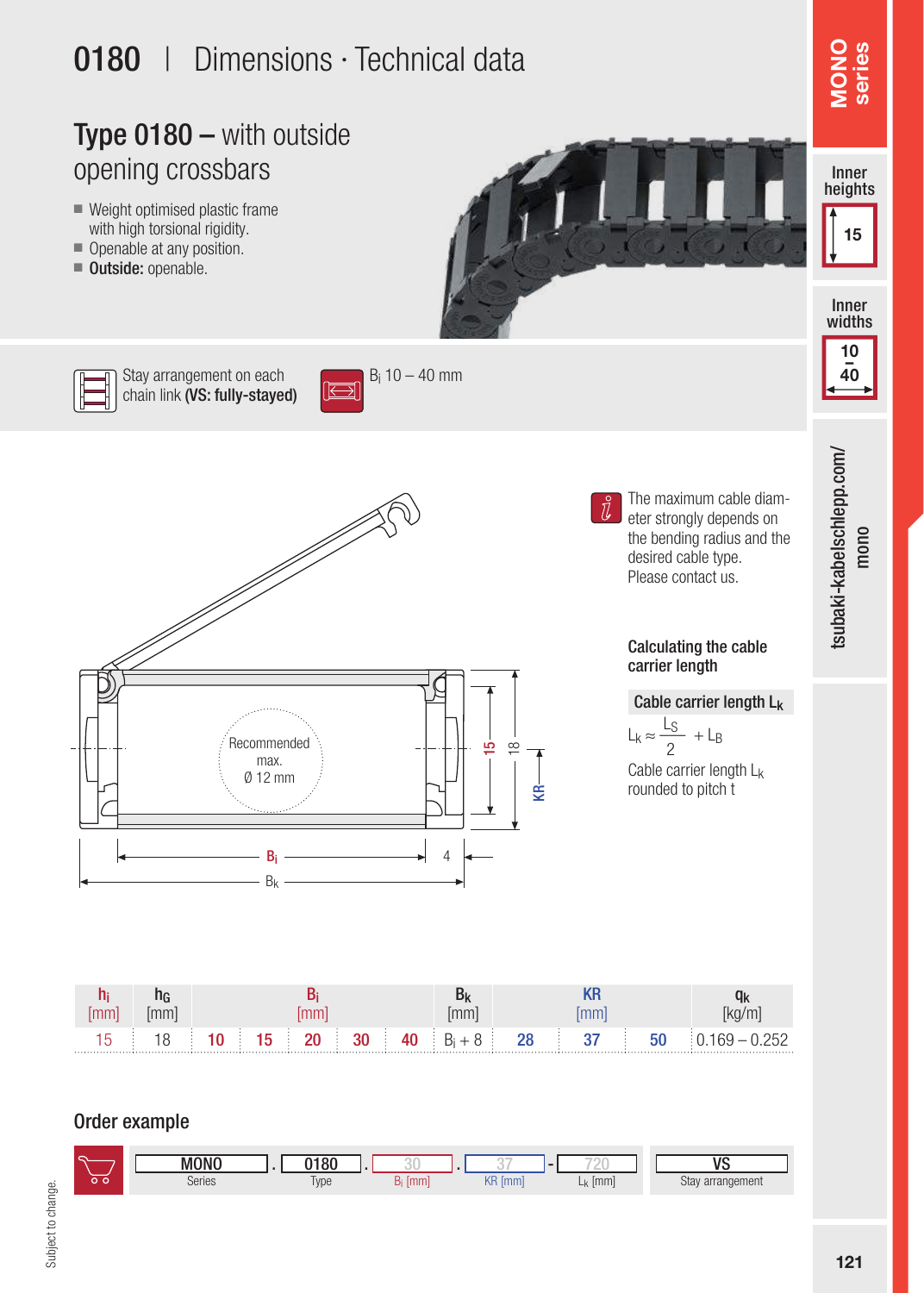# 0180 | Dimensions · Technical data

## Type 0180 – with outside opening crossbars

- Weight optimised plastic frame with high torsional rigidity.
- Openable at any position.
- **Outside:** openable.

Stay arrangement on each chain link **(VS: fully-stayed)**

$B_i$ 10 – 40 mm

Recommended max. Ø 12 mm

The maximum cable diameter strongly depends on the bending radius and the desired cable type. Please contact us.

### Calculating the cable carrier length

**Cable carrier length $L_k$**

$$L_k \approx \frac{L_S}{2} + L_B$$

Cable carrier length $L_k$ rounded to pitch t

| $h_i$ [mm] | $h_G$ [mm] | $B_i$ [mm] | | | | | $B_k$ [mm] | KR [mm] | | | $q_k$ [kg/m] |
|---|---|---|---|---|---|---|---|---|---|---|---|
| 15 | 18 | 10 | 15 | 20 | 30 | 40 | $B_i$ + 8 | 28 | 37 | 50 | 0.169 – 0.252 |

### Order example

| MONO | . | 0180 | . | 30 | . | 37 | - | 720 | | VS |
|---|---|---|---|---|---|---|---|---|---|---|
| Series | | Type | | $B_i$ [mm] | | KR [mm] | | $L_k$ [mm] | | Stay arrangement |

Subject to change.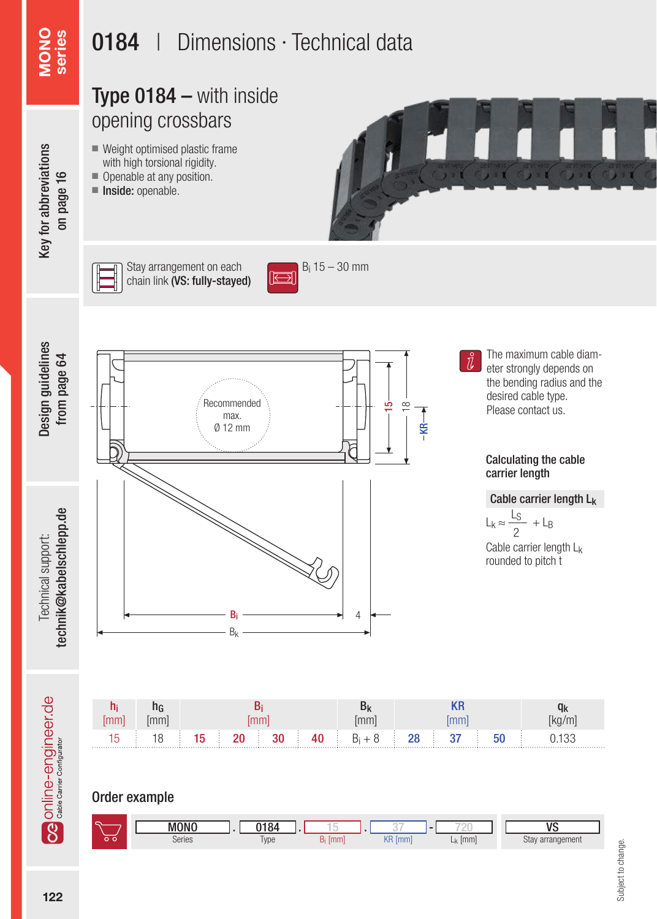# 0184 | Dimensions · Technical data

## Type 0184 – with inside opening crossbars

- Weight optimised plastic frame with high torsional rigidity.
- Openable at any position.
- **Inside:** openable.

Stay arrangement on each chain link **(VS: fully-stayed)**

$B_i$ 15 – 30 mm

Recommended max. Ø 12 mm

The maximum cable diameter strongly depends on the bending radius and the desired cable type. Please contact us.

### Calculating the cable carrier length

**Cable carrier length $L_k$**

$$L_k \approx \frac{L_S}{2} + L_B$$

Cable carrier length $L_k$ rounded to pitch t

| $h_i$ [mm] | $h_G$ [mm] | $B_i$ [mm] | | | | $B_k$ [mm] | KR [mm] | | | $q_k$ [kg/m] |
|---|---|---|---|---|---|---|---|---|---|---|
| 15 | 18 | 15 | 20 | 30 | 40 | $B_i$ + 8 | 28 | 37 | 50 | 0.133 |

### Order example

| MONO | . | 0184 | . | 15 | . | 37 | - | 720 | | VS |
|---|---|---|---|---|---|---|---|---|---|---|
| Series | | Type | | $B_i$ [mm] | | KR [mm] | | $L_k$ [mm] | | Stay arrangement |

Subject to change.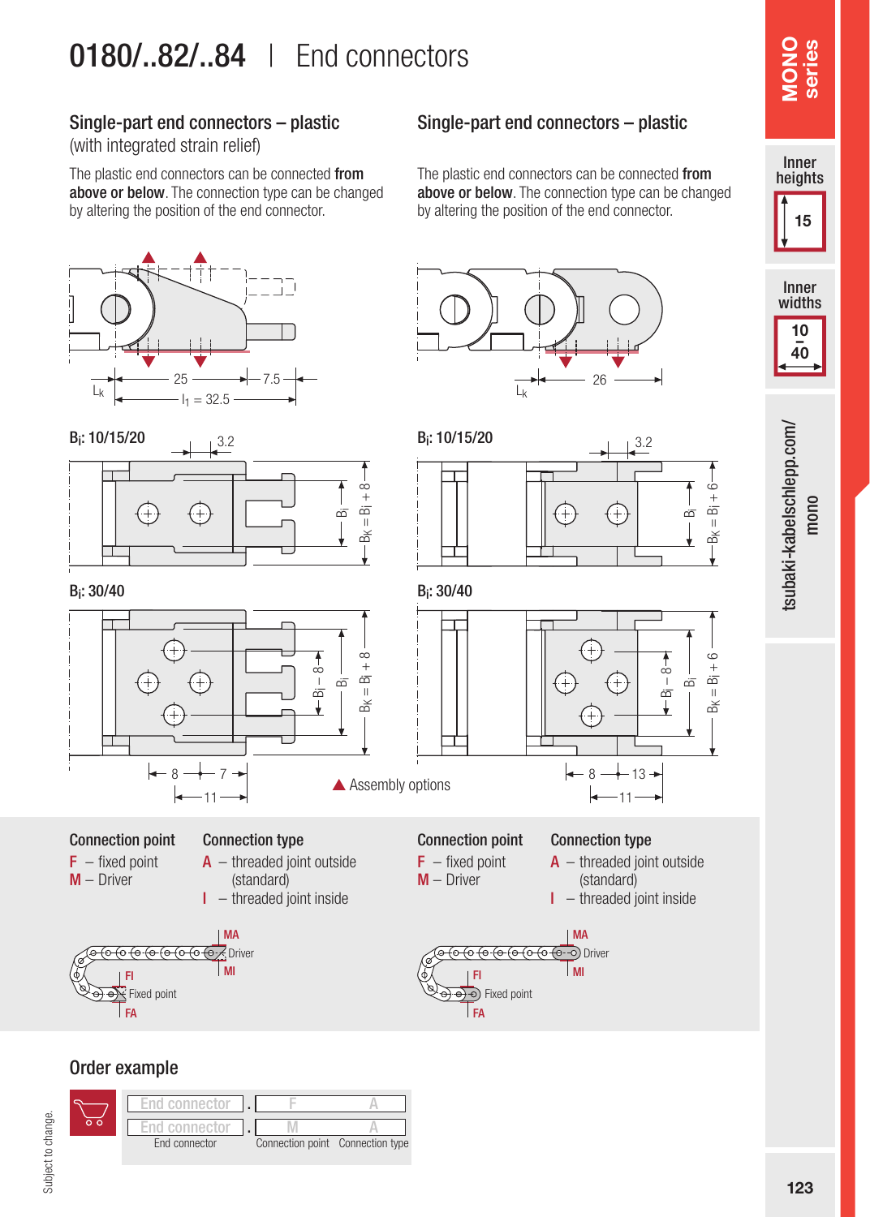# 0180/..82/..84 | End connectors

## Single-part end connectors – plastic

(with integrated strain relief)

The plastic end connectors can be connected **from above or below**. The connection type can be changed by altering the position of the end connector.

$L_k$ 25 7.5 $l_1$ = 32.5

$B_i$: 10/15/20

3.2

$B_i$ $B_K = B_i + 8$

$B_i$: 30/40

$B_i - 8$ $B_i$ $B_K = B_i + 8$

8 7 11

| Connection point | Connection type |
|---|---|
| **F** – fixed point | **A** – threaded joint outside (standard) |
| **M** – Driver | **I** – threaded joint inside |

MA Driver MI FI Fixed point FA

## Single-part end connectors – plastic

The plastic end connectors can be connected **from above or below**. The connection type can be changed by altering the position of the end connector.

$L_k$ 26

$B_i$: 10/15/20

3.2

$B_i$ $B_K = B_i + 6$

$B_i$: 30/40

$B_i - 8$ $B_i$ $B_K = B_i + 6$

8 13 11

▲ Assembly options

| Connection point | Connection type |
|---|---|
| **F** – fixed point | **A** – threaded joint outside (standard) |
| **M** – Driver | **I** – threaded joint inside |

MA Driver MI FI Fixed point FA

## Order example

| End connector | . | F | A |
|---|---|---|---|
| End connector | . | M | A |
| End connector | | Connection point | Connection type |

MONO series

Inner heights 15

Inner widths 10 – 40

tsubaki-kabelschlepp.com/mono

Subject to change.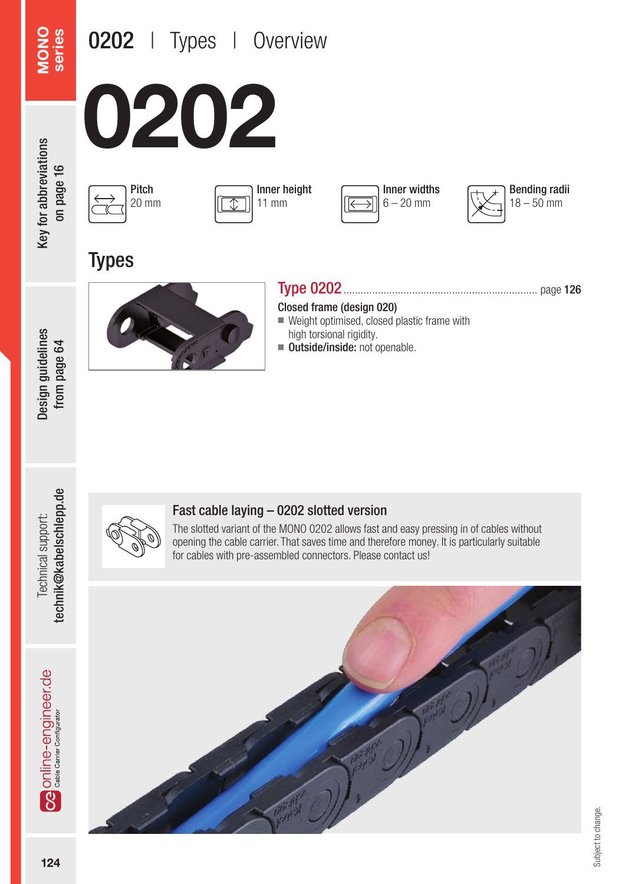# 0202 | Types | Overview

# 0202

Pitch
20 mm

Inner height
11 mm

Inner widths
6 – 20 mm

Bending radii
18 – 50 mm

## Types

**Type 0202** ........................................................................ page 126

Closed frame (design 020)

- Weight optimised, closed plastic frame with high torsional rigidity.
- **Outside/inside:** not openable.

### Fast cable laying – 0202 slotted version

The slotted variant of the MONO 0202 allows fast and easy pressing in of cables without opening the cable carrier. That saves time and therefore money. It is particularly suitable for cables with pre-assembled connectors. Please contact us!

Subject to change.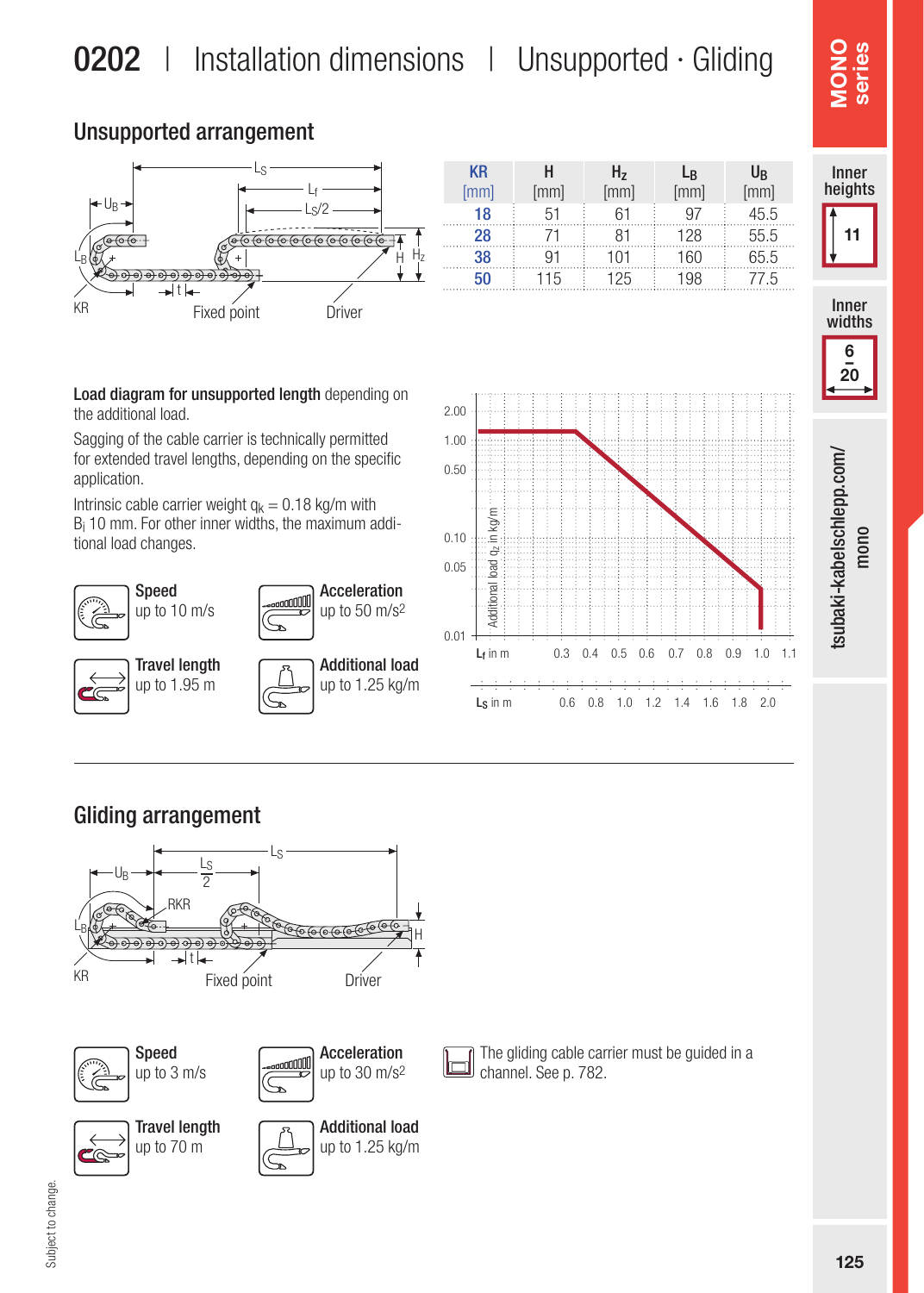# 0202 | Installation dimensions | Unsupported · Gliding

## Unsupported arrangement

| KR [mm] | H [mm] | $H_z$ [mm] | $L_B$ [mm] | $U_B$ [mm] |
|---|---|---|---|---|
| 18 | 51 | 61 | 97 | 45.5 |
| 28 | 71 | 81 | 128 | 55.5 |
| 38 | 91 | 101 | 160 | 65.5 |
| 50 | 115 | 125 | 198 | 77.5 |

**Load diagram for unsupported length** depending on the additional load.

Sagging of the cable carrier is technically permitted for extended travel lengths, depending on the specific application.

Intrinsic cable carrier weight $q_k$ = 0.18 kg/m with $B_i$ 10 mm. For other inner widths, the maximum additional load changes.

**Speed** up to 10 m/s

**Acceleration** up to 50 m/s²

**Travel length** up to 1.95 m

**Additional load** up to 1.25 kg/m

## Gliding arrangement

**Speed** up to 3 m/s

**Acceleration** up to 30 m/s²

**Travel length** up to 70 m

**Additional load** up to 1.25 kg/m

The gliding cable carrier must be guided in a channel. See p. 782.

MONO series

Inner heights 11

Inner widths 6 – 20

tsubaki-kabelschlepp.com/mono

Subject to change.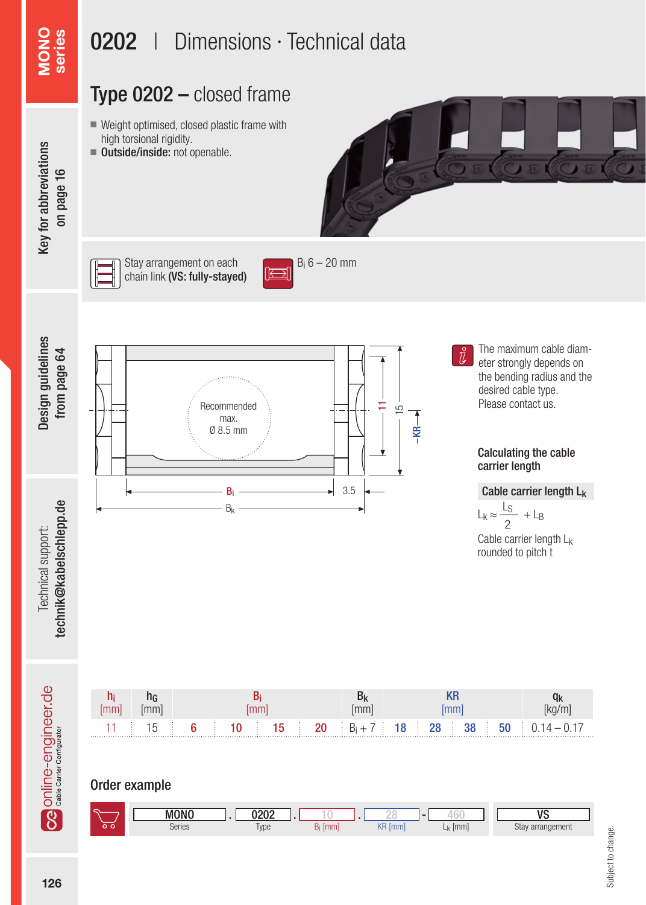# 0202 | Dimensions · Technical data

## Type 0202 – closed frame

- Weight optimised, closed plastic frame with high torsional rigidity.
- **Outside/inside:** not openable.

Stay arrangement on each chain link **(VS: fully-stayed)**

$B_i$ 6 – 20 mm

Recommended max. Ø 8.5 mm

The maximum cable diameter strongly depends on the bending radius and the desired cable type. Please contact us.

### Calculating the cable carrier length

**Cable carrier length $L_k$**

$$L_k \approx \frac{L_S}{2} + L_B$$

Cable carrier length $L_k$ rounded to pitch t

| $h_i$ [mm] | $h_G$ [mm] | $B_i$ [mm] | | | | $B_k$ [mm] | KR [mm] | | | | $q_k$ [kg/m] |
|---|---|---|---|---|---|---|---|---|---|---|---|
| 11 | 15 | 6 | 10 | 15 | 20 | $B_i$ + 7 | 18 | 28 | 38 | 50 | 0.14 – 0.17 |

## Order example

| MONO | . | 0202 | . | 10 | . | 28 | - | 460 | VS |
|---|---|---|---|---|---|---|---|---|---|
| Series | | Type | | $B_i$ [mm] | | KR [mm] | | $L_k$ [mm] | Stay arrangement |

Subject to change.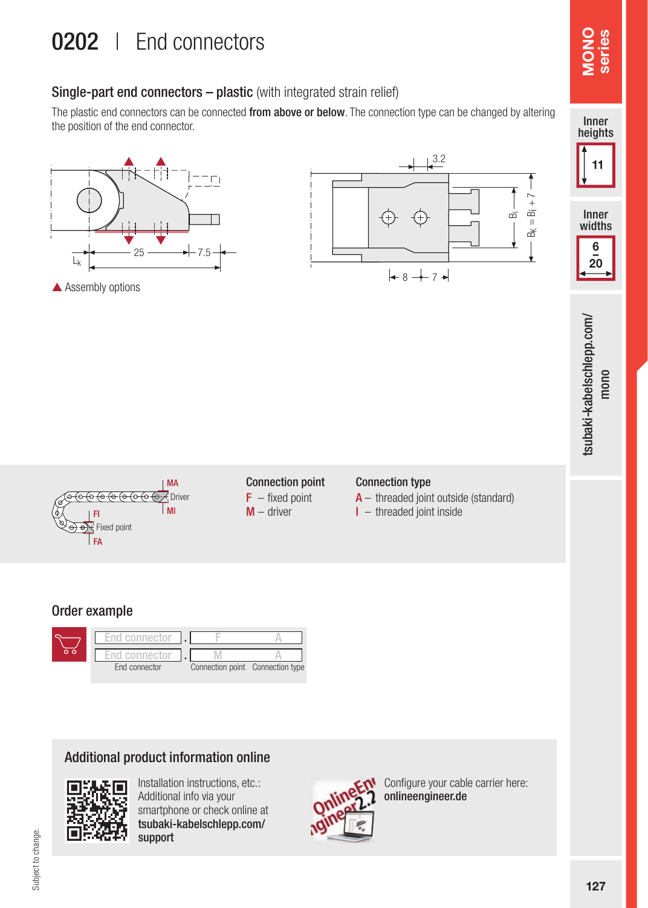# 0202 | End connectors

## Single-part end connectors – plastic (with integrated strain relief)

The plastic end connectors can be connected **from above or below**. The connection type can be changed by altering the position of the end connector.

$L_k$

25

7.5

3.2

$B_i$

$B_k = B_i + 7$

8

7

▲ Assembly options

MA

Driver

MI

FI

Fixed point

FA

**Connection point**
F – fixed point
M – driver

**Connection type**
A – threaded joint outside (standard)
I – threaded joint inside

## Order example

| End connector | | Connection point | Connection type |
|---|---|---|---|
| End connector | . | F | A |
| End connector | . | M | A |

## Additional product information online

Installation instructions, etc.:
Additional info via your smartphone or check online at **tsubaki-kabelschlepp.com/support**

Configure your cable carrier here:
**onlineengineer.de**

Subject to change.